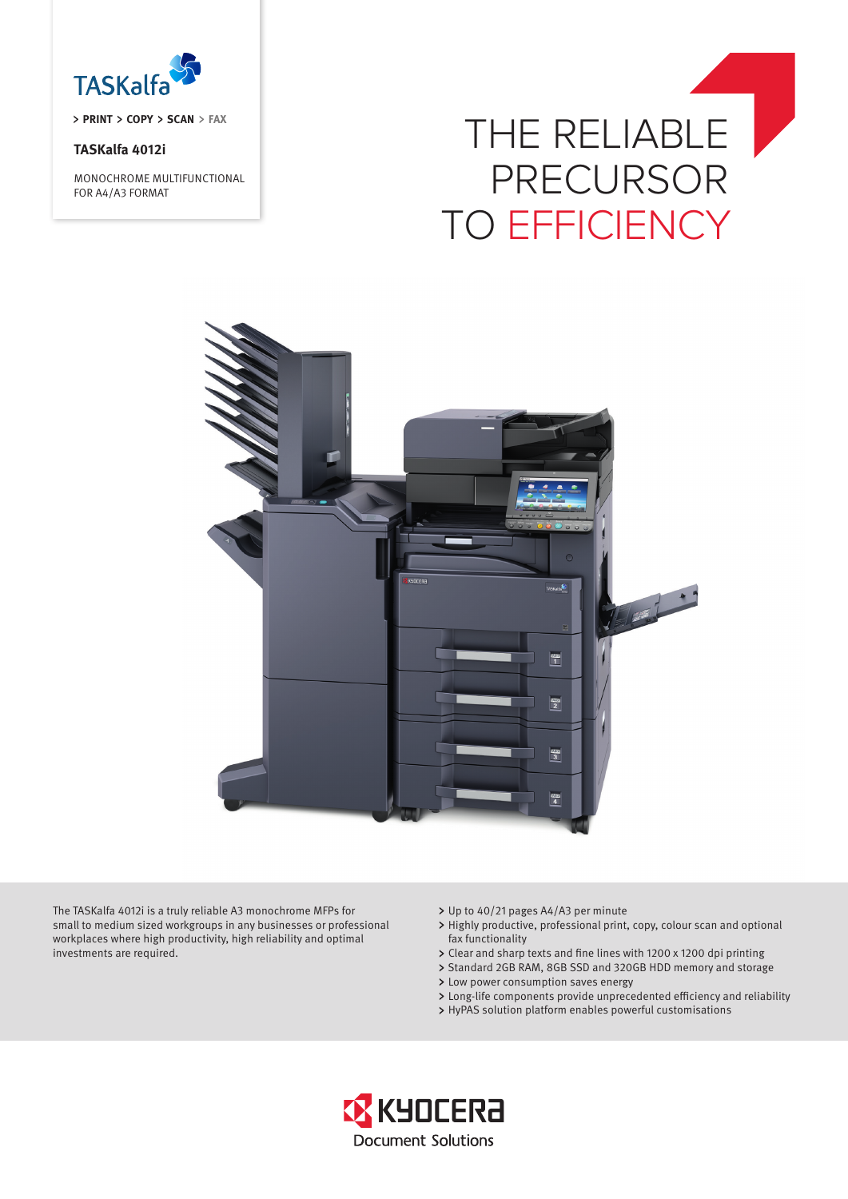TASKalfa

> PRINT > COPY > SCAN > FAX

**TASKalfa 4012i**

MONOCHROME MULTIFUNCTIONAL
FOR A4/A3 FORMAT

# THE RELIABLE PRECURSOR TO EFFICIENCY

The TASKalfa 4012i is a truly reliable A3 monochrome MFPs for small to medium sized workgroups in any businesses or professional workplaces where high productivity, high reliability and optimal investments are required.

- Up to 40/21 pages A4/A3 per minute
- Highly productive, professional print, copy, colour scan and optional fax functionality
- Clear and sharp texts and fine lines with 1200 x 1200 dpi printing
- Standard 2GB RAM, 8GB SSD and 320GB HDD memory and storage
- Low power consumption saves energy
- Long-life components provide unprecedented efficiency and reliability
- HyPAS solution platform enables powerful customisations

KYOCERA Document Solutions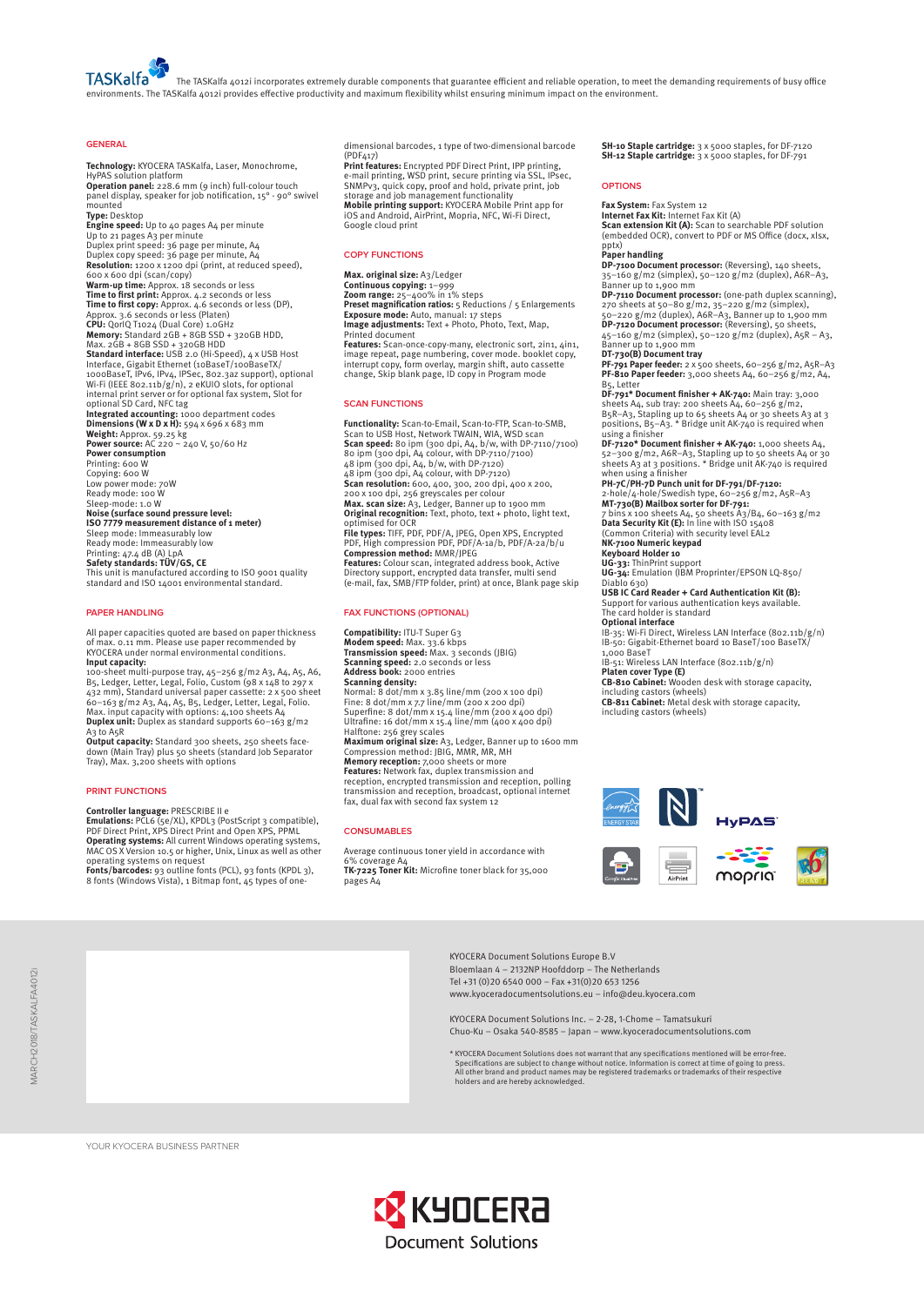TASKalfa The TASKalfa 4012i incorporates extremely durable components that guarantee efficient and reliable operation, to meet the demanding requirements of busy office environments. The TASKalfa 4012i provides effective productivity and maximum flexibility whilst ensuring minimum impact on the environment.

## GENERAL

**Technology:** KYOCERA TASKalfa, Laser, Monochrome, HyPAS solution platform
**Operation panel:** 228.6 mm (9 inch) full-colour touch panel display, speaker for job notification, 15° - 90° swivel mounted
**Type:** Desktop
**Engine speed:** Up to 40 pages A4 per minute
Up to 21 pages A3 per minute
Duplex print speed: 36 page per minute, A4
Duplex copy speed: 36 page per minute, A4
**Resolution:** 1200 x 1200 dpi (print, at reduced speed), 600 x 600 dpi (scan/copy)
**Warm-up time:** Approx. 18 seconds or less
**Time to first print:** Approx. 4.2 seconds or less
**Time to first copy:** Approx. 4.6 seconds or less (DP), Approx. 3.6 seconds or less (Platen)
**CPU:** QorIQ T1024 (Dual Core) 1.0GHz
**Memory:** Standard 2GB + 8GB SSD + 320GB HDD, Max. 2GB + 8GB SSD + 320GB HDD
**Standard interface:** USB 2.0 (Hi-Speed), 4 x USB Host Interface, Gigabit Ethernet (10BaseT/100BaseTX/1000BaseT, IPv6, IPv4, IPSec, 802.3az support), optional Wi-Fi (IEEE 802.11b/g/n), 2 eKUIO slots, for optional internal print server or for optional fax system, Slot for optional SD Card, NFC tag
**Integrated accounting:** 1000 department codes
**Dimensions (W x D x H):** 594 x 696 x 683 mm
**Weight:** Approx. 59.25 kg
**Power source:** AC 220 ~ 240 V, 50/60 Hz
**Power consumption**
Printing: 600 W
Copying: 600 W
Low power mode: 70W
Ready mode: 100 W
Sleep-mode: 1.0 W
**Noise (surface sound pressure level: ISO 7779 measurement distance of 1 meter)**
Sleep mode: Immeasurably low
Ready mode: Immeasurably low
Printing: 47.4 dB (A) LpA
**Safety standards: TÜV/GS, CE**
This unit is manufactured according to ISO 9001 quality standard and ISO 14001 environmental standard.

## PAPER HANDLING

All paper capacities quoted are based on paper thickness of max. 0.11 mm. Please use paper recommended by KYOCERA under normal environmental conditions.
**Input capacity:**
100-sheet multi-purpose tray, 45–256 g/m2 A3, A4, A5, A6, B5, Ledger, Letter, Legal, Folio, Custom (98 x 148 to 297 x 432 mm), Standard universal paper cassette: 2 x 500 sheet 60–163 g/m2 A3, A4, A5, B5, Ledger, Letter, Legal, Folio.
Max. input capacity with options: 4,100 sheets A4
**Duplex unit:** Duplex as standard supports 60–163 g/m2 A3 to A5R
**Output capacity:** Standard 300 sheets, 250 sheets face-down (Main Tray) plus 50 sheets (standard Job Separator Tray), Max. 3,200 sheets with options

## PRINT FUNCTIONS

**Controller language:** PRESCRIBE II e
**Emulations:** PCL6 (5e/XL), KPDL3 (PostScript 3 compatible), PDF Direct Print, XPS Direct Print and Open XPS, PPML
**Operating systems:** All current Windows operating systems, MAC OS X Version 10.5 or higher, Unix, Linux as well as other operating systems on request
**Fonts/barcodes:** 93 outline fonts (PCL), 93 fonts (KPDL 3), 8 fonts (Windows Vista), 1 Bitmap font, 45 types of one-dimensional barcodes, 1 type of two-dimensional barcode (PDF417)
**Print features:** Encrypted PDF Direct Print, IPP printing, e-mail printing, WSD print, secure printing via SSL, IPsec, SNMPv3, quick copy, proof and hold, private print, job storage and job management functionality
**Mobile printing support:** KYOCERA Mobile Print app for iOS and Android, AirPrint, Mopria, NFC, Wi-Fi Direct, Google cloud print

## COPY FUNCTIONS

**Max. original size:** A3/Ledger
**Continuous copying:** 1–999
**Zoom range:** 25–400% in 1% steps
**Preset magnification ratios:** 5 Reductions / 5 Enlargements
**Exposure mode:** Auto, manual: 17 steps
**Image adjustments:** Text + Photo, Photo, Text, Map, Printed document
**Features:** Scan-once-copy-many, electronic sort, 2in1, 4in1, image repeat, page numbering, cover mode. booklet copy, interrupt copy, form overlay, margin shift, auto cassette change, Skip blank page, ID copy in Program mode

## SCAN FUNCTIONS

**Functionality:** Scan-to-Email, Scan-to-FTP, Scan-to-SMB, Scan to USB Host, Network TWAIN, WIA, WSD scan
**Scan speed:** 80 ipm (300 dpi, A4, b/w, with DP-7110/7100)
80 ipm (300 dpi, A4 colour, with DP-7110/7100)
48 ipm (300 dpi, A4, b/w, with DP-7120)
48 ipm (300 dpi, A4 colour, with DP-7120)
**Scan resolution:** 600, 400, 300, 200 dpi, 400 x 200, 200 x 100 dpi, 256 greyscales per colour
**Max. scan size:** A3, Ledger, Banner up to 1900 mm
**Original recognition:** Text, photo, text + photo, light text, optimised for OCR
**File types:** TIFF, PDF, PDF/A, JPEG, Open XPS, Encrypted PDF, High compression PDF, PDF/A-1a/b, PDF/A-2a/b/u
**Compression method:** MMR/JPEG
**Features:** Colour scan, integrated address book, Active Directory support, encrypted data transfer, multi send (e-mail, fax, SMB/FTP folder, print) at once, Blank page skip

## FAX FUNCTIONS (OPTIONAL)

**Compatibility:** ITU-T Super G3
**Modem speed:** Max. 33.6 kbps
**Transmission speed:** Max. 3 seconds (JBIG)
**Scanning speed:** 2.0 seconds or less
**Address book:** 2000 entries
**Scanning density:**
Normal: 8 dot/mm x 3.85 line/mm (200 x 100 dpi)
Fine: 8 dot/mm x 7.7 line/mm (200 x 200 dpi)
Superfine: 8 dot/mm x 15.4 line/mm (200 x 400 dpi)
Ultrafine: 16 dot/mm x 15.4 line/mm (400 x 400 dpi)
Halftone: 256 grey scales
**Maximum original size:** A3, Ledger, Banner up to 1600 mm
Compression method: JBIG, MMR, MR, MH
**Memory reception:** 7,000 sheets or more
**Features:** Network fax, duplex transmission and reception, encrypted transmission and reception, polling transmission and reception, broadcast, optional internet fax, dual fax with second fax system 12

## CONSUMABLES

Average continuous toner yield in accordance with 6% coverage A4
**TK-7225 Toner Kit:** Microfine toner black for 35,000 pages A4

**SH-10 Staple cartridge:** 3 x 5000 staples, for DF-7120
**SH-12 Staple cartridge:** 3 x 5000 staples, for DF-791

## OPTIONS

**Fax System:** Fax System 12
**Internet Fax Kit:** Internet Fax Kit (A)
**Scan extension Kit (A):** Scan to searchable PDF solution (embedded OCR), convert to PDF or MS Office (docx, xlsx, pptx)
**Paper handling**
**DP-7100 Document processor:** (Reversing), 140 sheets, 35–160 g/m2 (simplex), 50–120 g/m2 (duplex), A6R–A3, Banner up to 1,900 mm
**DP-7110 Document processor:** (one-path duplex scanning), 270 sheets at 50–80 g/m2, 35–220 g/m2 (simplex), 50–220 g/m2 (duplex), A6R–A3, Banner up to 1,900 mm
**DP-7120 Document processor:** (Reversing), 50 sheets, 45–160 g/m2 (simplex), 50–120 g/m2 (duplex), A5R – A3, Banner up to 1,900 mm
**DT-730(B) Document tray**
**PF-791 Paper feeder:** 2 x 500 sheets, 60–256 g/m2, A5R–A3
**PF-810 Paper feeder:** 3,000 sheets A4, 60–256 g/m2, A4, B5, Letter
**DF-791* Document finisher + AK-740:** Main tray: 3,000 sheets A4, sub tray: 200 sheets A4, 60–256 g/m2, B5R–A3, Stapling up to 65 sheets A4 or 30 sheets A3 at 3 positions, B5–A3. * Bridge unit AK-740 is required when using a finisher
**DF-7120* Document finisher + AK-740:** 1,000 sheets A4, 52–300 g/m2, A6R–A3, Stapling up to 50 sheets A4 or 30 sheets A3 at 3 positions. * Bridge unit AK-740 is required when using a finisher
**PH-7C/PH-7D Punch unit for DF-791/DF-7120:** 2-hole/4-hole/Swedish type, 60–256 g/m2, A5R–A3
**MT-730(B) Mailbox sorter for DF-791:** 7 bins x 100 sheets A4, 50 sheets A3/B4, 60–163 g/m2
**Data Security Kit (E):** In line with ISO 15408 (Common Criteria) with security level EAL2
**NK-7100 Numeric keypad**
**Keyboard Holder 10**
**UG-33:** ThinPrint support
**UG-34:** Emulation (IBM Proprinter/EPSON LQ-850/Diablo 630)
**USB IC Card Reader + Card Authentication Kit (B):** Support for various authentication keys available. The card holder is standard
**Optional interface**
IB-35: Wi-Fi Direct, Wireless LAN Interface (802.11b/g/n)
IB-50: Gigabit-Ethernet board 10 BaseT/100 BaseTX/1,000 BaseT
IB-51: Wireless LAN Interface (802.11b/g/n)
**Platen cover Type (E)**
**CB-810 Cabinet:** Wooden desk with storage capacity, including castors (wheels)
**CB-811 Cabinet:** Metal desk with storage capacity, including castors (wheels)

KYOCERA Document Solutions Europe B.V
Bloemlaan 4 – 2132NP Hoofddorp – The Netherlands
Tel +31 (0)20 6540 000 – Fax +31(0)20 653 1256
www.kyoceradocumentsolutions.eu – info@deu.kyocera.com

KYOCERA Document Solutions Inc. – 2-28, 1-Chome – Tamatsukuri
Chuo-Ku – Osaka 540-8585 – Japan – www.kyoceradocumentsolutions.com

* KYOCERA Document Solutions does not warrant that any specifications mentioned will be error-free. Specifications are subject to change without notice. Information is correct at time of going to press. All other brand and product names may be registered trademarks or trademarks of their respective holders and are hereby acknowledged.

MARCH2018/TASKALFA4012i

YOUR KYOCERA BUSINESS PARTNER

KYOCERA Document Solutions